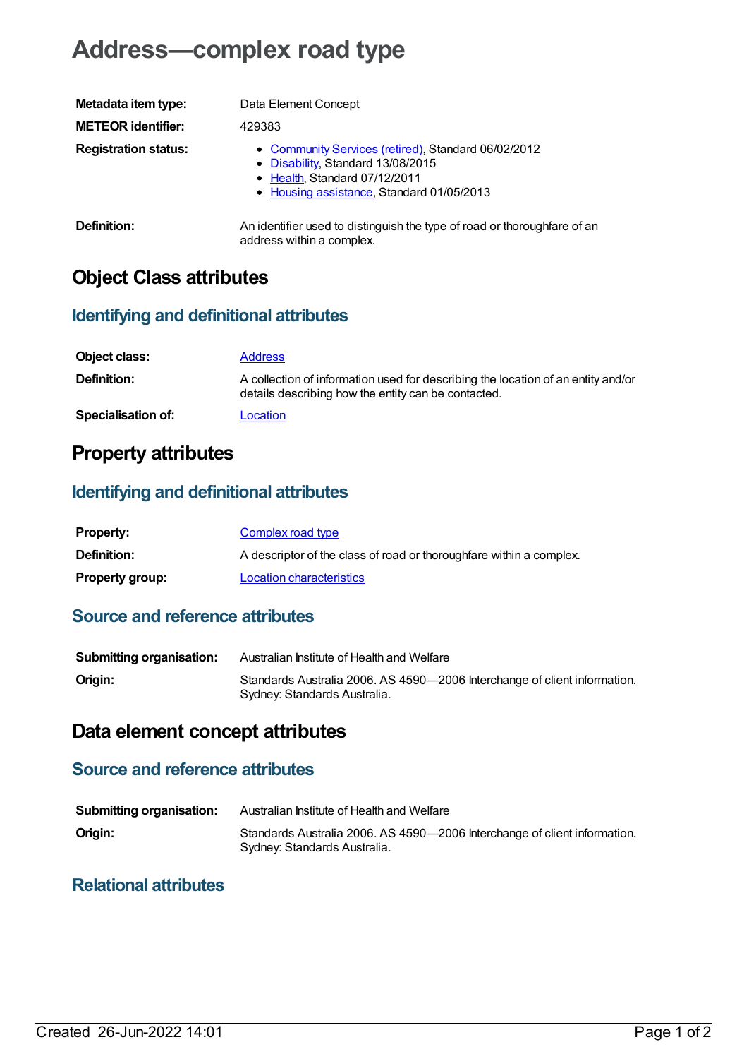# Address—complex road type

| | |
|---|---|
| **Metadata item type:** | Data Element Concept |
| **METEOR identifier:** | 429383 |
| **Registration status:** | • Community Services (retired), Standard 06/02/2012<br>• Disability, Standard 13/08/2015<br>• Health, Standard 07/12/2011<br>• Housing assistance, Standard 01/05/2013 |
| **Definition:** | An identifier used to distinguish the type of road or thoroughfare of an address within a complex. |

## Object Class attributes

### Identifying and definitional attributes

| | |
|---|---|
| **Object class:** | Address |
| **Definition:** | A collection of information used for describing the location of an entity and/or details describing how the entity can be contacted. |
| **Specialisation of:** | Location |

## Property attributes

### Identifying and definitional attributes

| | |
|---|---|
| **Property:** | Complex road type |
| **Definition:** | A descriptor of the class of road or thoroughfare within a complex. |
| **Property group:** | Location characteristics |

### Source and reference attributes

| | |
|---|---|
| **Submitting organisation:** | Australian Institute of Health and Welfare |
| **Origin:** | Standards Australia 2006. AS 4590—2006 Interchange of client information. Sydney: Standards Australia. |

## Data element concept attributes

### Source and reference attributes

| | |
|---|---|
| **Submitting organisation:** | Australian Institute of Health and Welfare |
| **Origin:** | Standards Australia 2006. AS 4590—2006 Interchange of client information. Sydney: Standards Australia. |

### Relational attributes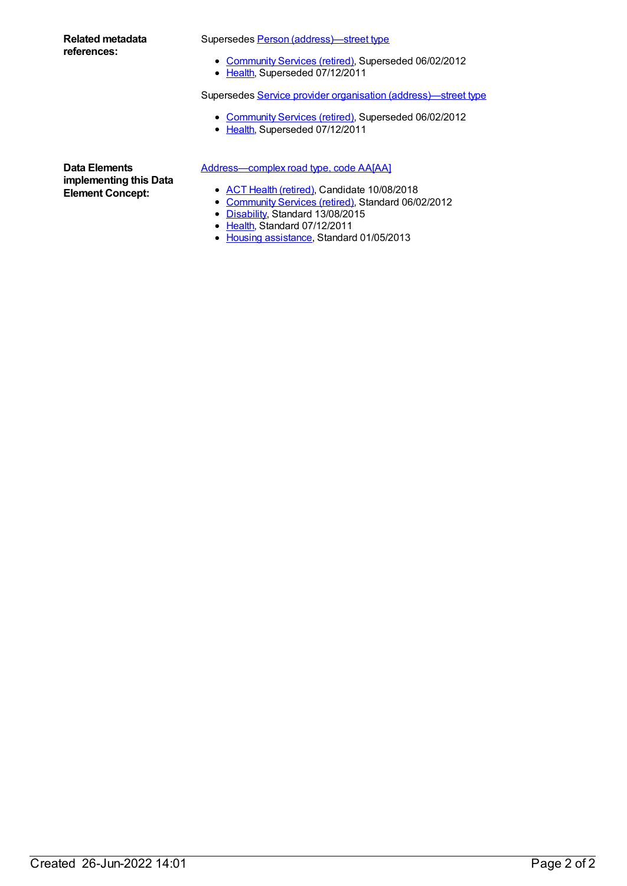**Related metadata references:**

Supersedes Person (address)—street type

- Community Services (retired), Superseded 06/02/2012
- Health, Superseded 07/12/2011

Supersedes Service provider organisation (address)—street type

- Community Services (retired), Superseded 06/02/2012
- Health, Superseded 07/12/2011

**Data Elements implementing this Data Element Concept:**

Address—complex road type, code AA[AA]

- ACT Health (retired), Candidate 10/08/2018
- Community Services (retired), Standard 06/02/2012
- Disability, Standard 13/08/2015
- Health, Standard 07/12/2011
- Housing assistance, Standard 01/05/2013